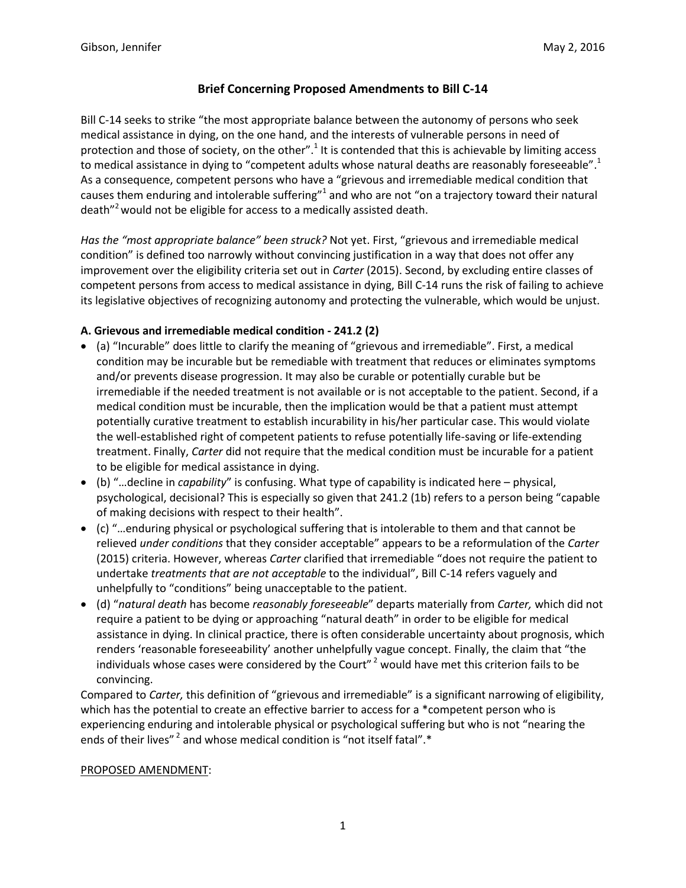# Brief Concerning Proposed Amendments to Bill C-14

Bill C-14 seeks to strike "the most appropriate balance between the autonomy of persons who seek medical assistance in dying, on the one hand, and the interests of vulnerable persons in need of protection and those of society, on the other".[1] It is contended that this is achievable by limiting access to medical assistance in dying to "competent adults whose natural deaths are reasonably foreseeable".[1] As a consequence, competent persons who have a "grievous and irremediable medical condition that causes them enduring and intolerable suffering"[1] and who are not "on a trajectory toward their natural death"[2] would not be eligible for access to a medically assisted death.

*Has the "most appropriate balance" been struck?* Not yet. First, "grievous and irremediable medical condition" is defined too narrowly without convincing justification in a way that does not offer any improvement over the eligibility criteria set out in *Carter* (2015). Second, by excluding entire classes of competent persons from access to medical assistance in dying, Bill C-14 runs the risk of failing to achieve its legislative objectives of recognizing autonomy and protecting the vulnerable, which would be unjust.

**A. Grievous and irremediable medical condition - 241.2 (2)**

- (a) "Incurable" does little to clarify the meaning of "grievous and irremediable". First, a medical condition may be incurable but be remediable with treatment that reduces or eliminates symptoms and/or prevents disease progression. It may also be curable or potentially curable but be irremediable if the needed treatment is not available or is not acceptable to the patient. Second, if a medical condition must be incurable, then the implication would be that a patient must attempt potentially curative treatment to establish incurability in his/her particular case. This would violate the well-established right of competent patients to refuse potentially life-saving or life-extending treatment. Finally, *Carter* did not require that the medical condition must be incurable for a patient to be eligible for medical assistance in dying.
- (b) "…decline in *capability*" is confusing. What type of capability is indicated here – physical, psychological, decisional? This is especially so given that 241.2 (1b) refers to a person being "capable of making decisions with respect to their health".
- (c) "…enduring physical or psychological suffering that is intolerable to them and that cannot be relieved *under conditions* that they consider acceptable" appears to be a reformulation of the *Carter* (2015) criteria. However, whereas *Carter* clarified that irremediable "does not require the patient to undertake *treatments that are not acceptable* to the individual", Bill C-14 refers vaguely and unhelpfully to "conditions" being unacceptable to the patient.
- (d) "*natural death* has become *reasonably foreseeable*" departs materially from *Carter,* which did not require a patient to be dying or approaching "natural death" in order to be eligible for medical assistance in dying. In clinical practice, there is often considerable uncertainty about prognosis, which renders 'reasonable foreseeability' another unhelpfully vague concept. Finally, the claim that "the individuals whose cases were considered by the Court"[2] would have met this criterion fails to be convincing.

Compared to *Carter,* this definition of "grievous and irremediable" is a significant narrowing of eligibility, which has the potential to create an effective barrier to access for a *competent person who is experiencing enduring and intolerable physical or psychological suffering but who is not "nearing the ends of their lives"[2] and whose medical condition is "not itself fatal".*

PROPOSED AMENDMENT: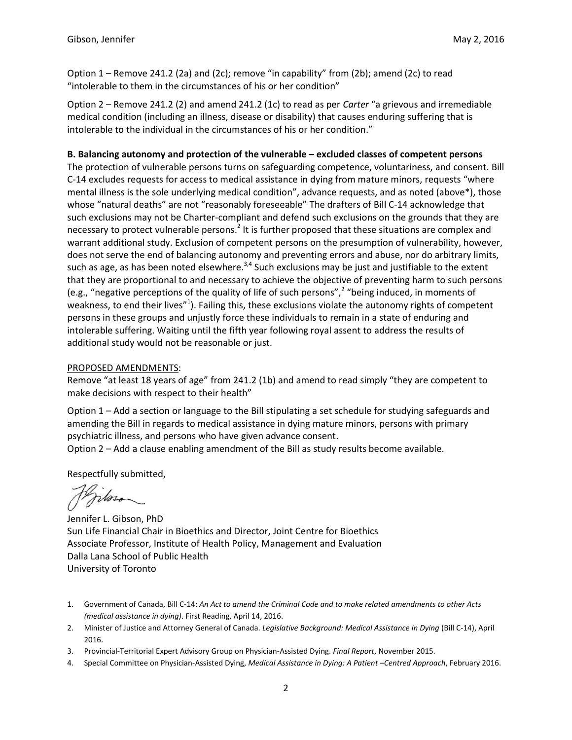Option 1 – Remove 241.2 (2a) and (2c); remove "in capability" from (2b); amend (2c) to read "intolerable to them in the circumstances of his or her condition"

Option 2 – Remove 241.2 (2) and amend 241.2 (1c) to read as per *Carter* "a grievous and irremediable medical condition (including an illness, disease or disability) that causes enduring suffering that is intolerable to the individual in the circumstances of his or her condition."

**B. Balancing autonomy and protection of the vulnerable – excluded classes of competent persons**

The protection of vulnerable persons turns on safeguarding competence, voluntariness, and consent. Bill C-14 excludes requests for access to medical assistance in dying from mature minors, requests "where mental illness is the sole underlying medical condition", advance requests, and as noted (above*), those whose "natural deaths" are not "reasonably foreseeable" The drafters of Bill C-14 acknowledge that such exclusions may not be Charter-compliant and defend such exclusions on the grounds that they are necessary to protect vulnerable persons.[2] It is further proposed that these situations are complex and warrant additional study. Exclusion of competent persons on the presumption of vulnerability, however, does not serve the end of balancing autonomy and preventing errors and abuse, nor do arbitrary limits, such as age, as has been noted elsewhere.[3,4] Such exclusions may be just and justifiable to the extent that they are proportional to and necessary to achieve the objective of preventing harm to such persons (e.g., "negative perceptions of the quality of life of such persons",[2] "being induced, in moments of weakness, to end their lives"[1]). Failing this, these exclusions violate the autonomy rights of competent persons in these groups and unjustly force these individuals to remain in a state of enduring and intolerable suffering. Waiting until the fifth year following royal assent to address the results of additional study would not be reasonable or just.

PROPOSED AMENDMENTS:

Remove "at least 18 years of age" from 241.2 (1b) and amend to read simply "they are competent to make decisions with respect to their health"

Option 1 – Add a section or language to the Bill stipulating a set schedule for studying safeguards and amending the Bill in regards to medical assistance in dying mature minors, persons with primary psychiatric illness, and persons who have given advance consent.

Option 2 – Add a clause enabling amendment of the Bill as study results become available.

Respectfully submitted,

Jennifer L. Gibson, PhD
Sun Life Financial Chair in Bioethics and Director, Joint Centre for Bioethics
Associate Professor, Institute of Health Policy, Management and Evaluation
Dalla Lana School of Public Health
University of Toronto

1. Government of Canada, Bill C-14: *An Act to amend the Criminal Code and to make related amendments to other Acts (medical assistance in dying)*. First Reading, April 14, 2016.
2. Minister of Justice and Attorney General of Canada. *Legislative Background: Medical Assistance in Dying* (Bill C-14), April 2016.
3. Provincial-Territorial Expert Advisory Group on Physician-Assisted Dying. *Final Report*, November 2015.
4. Special Committee on Physician-Assisted Dying, *Medical Assistance in Dying: A Patient –Centred Approach*, February 2016.